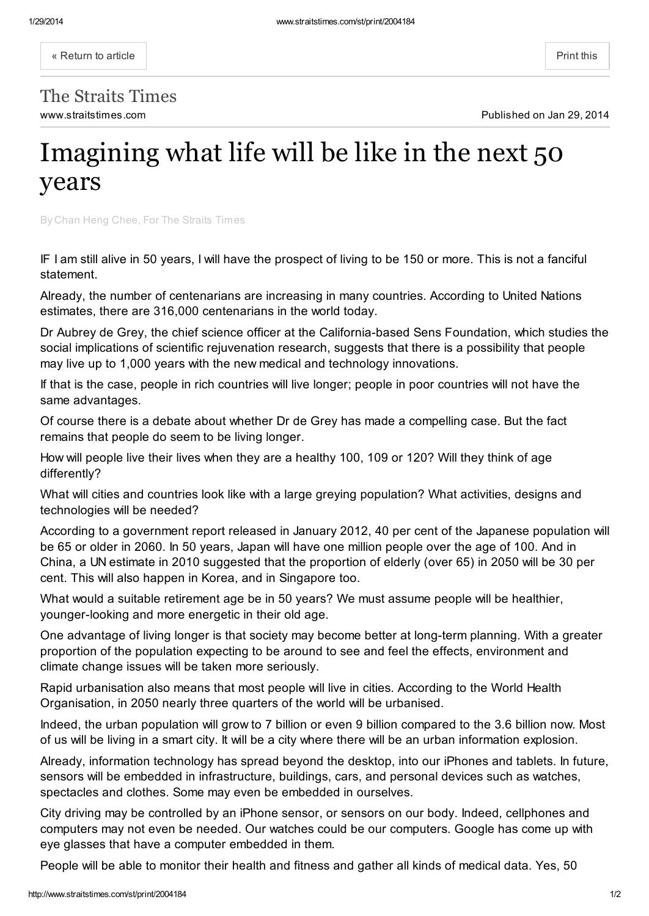The Straits Times

www.straitstimes.com

Published on Jan 29, 2014

# Imagining what life will be like in the next 50 years

By Chan Heng Chee, For The Straits Times

IF I am still alive in 50 years, I will have the prospect of living to be 150 or more. This is not a fanciful statement.

Already, the number of centenarians are increasing in many countries. According to United Nations estimates, there are 316,000 centenarians in the world today.

Dr Aubrey de Grey, the chief science officer at the California-based Sens Foundation, which studies the social implications of scientific rejuvenation research, suggests that there is a possibility that people may live up to 1,000 years with the new medical and technology innovations.

If that is the case, people in rich countries will live longer; people in poor countries will not have the same advantages.

Of course there is a debate about whether Dr de Grey has made a compelling case. But the fact remains that people do seem to be living longer.

How will people live their lives when they are a healthy 100, 109 or 120? Will they think of age differently?

What will cities and countries look like with a large greying population? What activities, designs and technologies will be needed?

According to a government report released in January 2012, 40 per cent of the Japanese population will be 65 or older in 2060. In 50 years, Japan will have one million people over the age of 100. And in China, a UN estimate in 2010 suggested that the proportion of elderly (over 65) in 2050 will be 30 per cent. This will also happen in Korea, and in Singapore too.

What would a suitable retirement age be in 50 years? We must assume people will be healthier, younger-looking and more energetic in their old age.

One advantage of living longer is that society may become better at long-term planning. With a greater proportion of the population expecting to be around to see and feel the effects, environment and climate change issues will be taken more seriously.

Rapid urbanisation also means that most people will live in cities. According to the World Health Organisation, in 2050 nearly three quarters of the world will be urbanised.

Indeed, the urban population will grow to 7 billion or even 9 billion compared to the 3.6 billion now. Most of us will be living in a smart city. It will be a city where there will be an urban information explosion.

Already, information technology has spread beyond the desktop, into our iPhones and tablets. In future, sensors will be embedded in infrastructure, buildings, cars, and personal devices such as watches, spectacles and clothes. Some may even be embedded in ourselves.

City driving may be controlled by an iPhone sensor, or sensors on our body. Indeed, cellphones and computers may not even be needed. Our watches could be our computers. Google has come up with eye glasses that have a computer embedded in them.

People will be able to monitor their health and fitness and gather all kinds of medical data. Yes, 50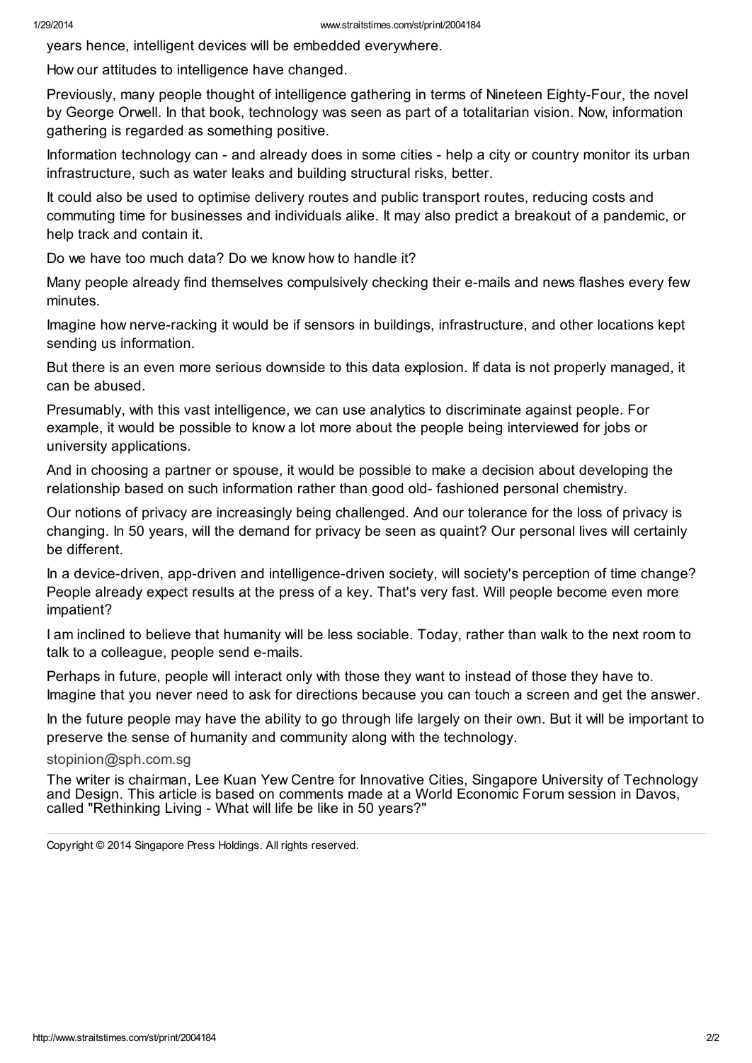years hence, intelligent devices will be embedded everywhere.

How our attitudes to intelligence have changed.

Previously, many people thought of intelligence gathering in terms of Nineteen Eighty-Four, the novel by George Orwell. In that book, technology was seen as part of a totalitarian vision. Now, information gathering is regarded as something positive.

Information technology can - and already does in some cities - help a city or country monitor its urban infrastructure, such as water leaks and building structural risks, better.

It could also be used to optimise delivery routes and public transport routes, reducing costs and commuting time for businesses and individuals alike. It may also predict a breakout of a pandemic, or help track and contain it.

Do we have too much data? Do we know how to handle it?

Many people already find themselves compulsively checking their e-mails and news flashes every few minutes.

Imagine how nerve-racking it would be if sensors in buildings, infrastructure, and other locations kept sending us information.

But there is an even more serious downside to this data explosion. If data is not properly managed, it can be abused.

Presumably, with this vast intelligence, we can use analytics to discriminate against people. For example, it would be possible to know a lot more about the people being interviewed for jobs or university applications.

And in choosing a partner or spouse, it would be possible to make a decision about developing the relationship based on such information rather than good old- fashioned personal chemistry.

Our notions of privacy are increasingly being challenged. And our tolerance for the loss of privacy is changing. In 50 years, will the demand for privacy be seen as quaint? Our personal lives will certainly be different.

In a device-driven, app-driven and intelligence-driven society, will society's perception of time change? People already expect results at the press of a key. That's very fast. Will people become even more impatient?

I am inclined to believe that humanity will be less sociable. Today, rather than walk to the next room to talk to a colleague, people send e-mails.

Perhaps in future, people will interact only with those they want to instead of those they have to. Imagine that you never need to ask for directions because you can touch a screen and get the answer.

In the future people may have the ability to go through life largely on their own. But it will be important to preserve the sense of humanity and community along with the technology.

stopinion@sph.com.sg

The writer is chairman, Lee Kuan Yew Centre for Innovative Cities, Singapore University of Technology and Design. This article is based on comments made at a World Economic Forum session in Davos, called "Rethinking Living - What will life be like in 50 years?"

Copyright © 2014 Singapore Press Holdings. All rights reserved.